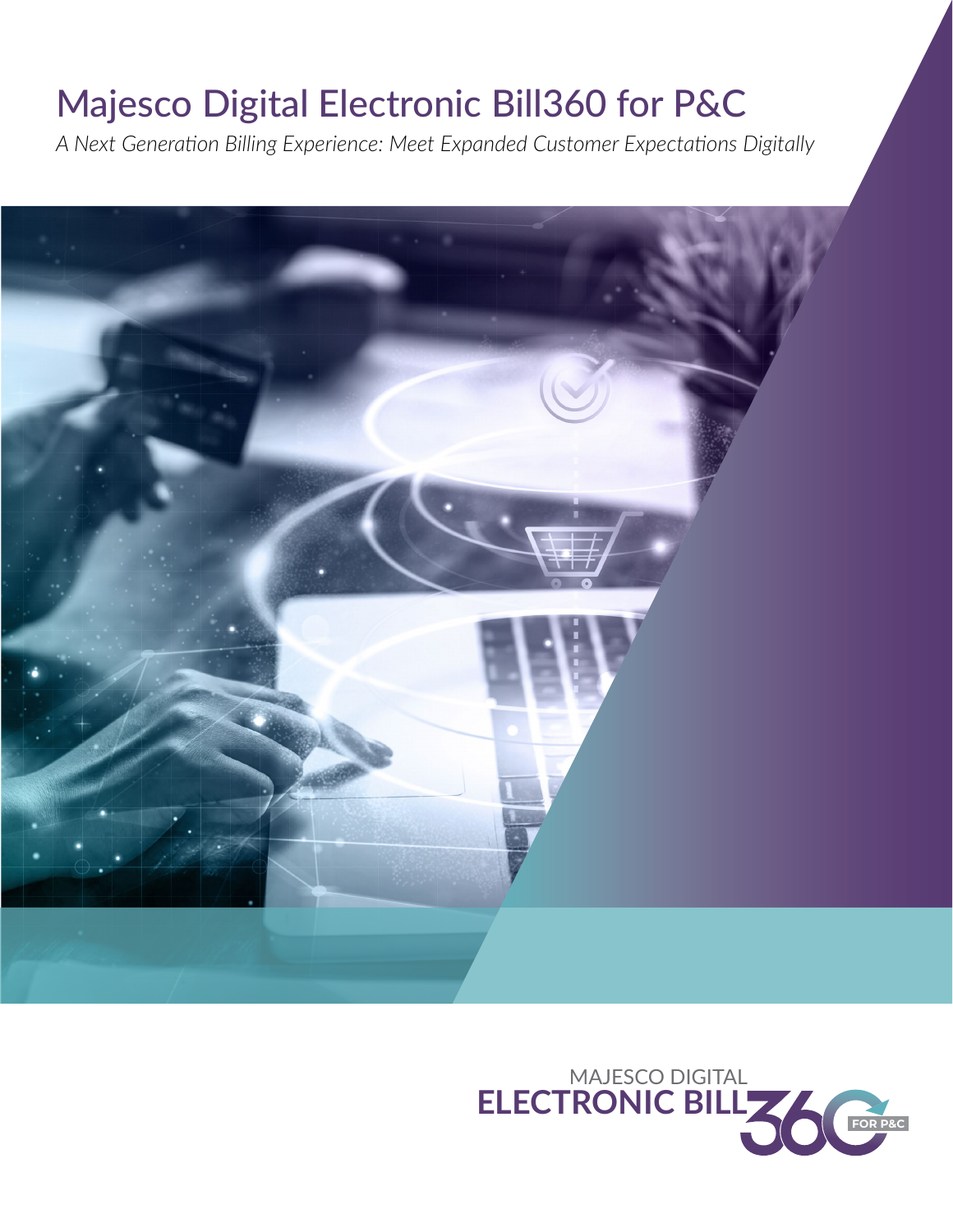# Majesco Digital Electronic Bill360 for P&C

*A Next Generation Billing Experience: Meet Expanded Customer Expectations Digitally*

MAJESCO DIGITAL
ELECTRONIC BILL360 FOR P&C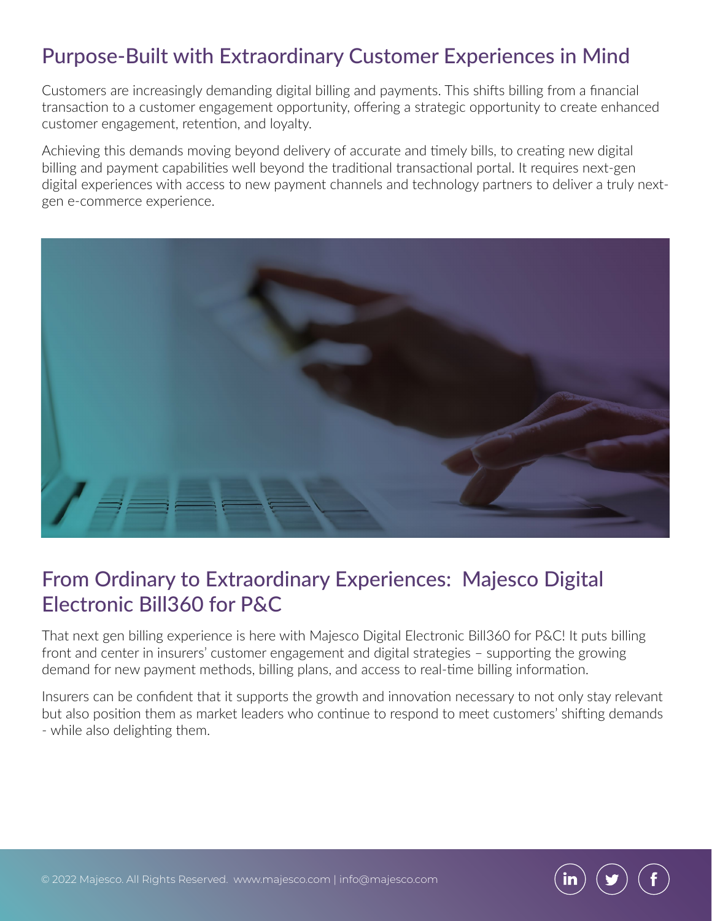## Purpose-Built with Extraordinary Customer Experiences in Mind

Customers are increasingly demanding digital billing and payments. This shifts billing from a financial transaction to a customer engagement opportunity, offering a strategic opportunity to create enhanced customer engagement, retention, and loyalty.

Achieving this demands moving beyond delivery of accurate and timely bills, to creating new digital billing and payment capabilities well beyond the traditional transactional portal. It requires next-gen digital experiences with access to new payment channels and technology partners to deliver a truly next-gen e-commerce experience.

## From Ordinary to Extraordinary Experiences: Majesco Digital Electronic Bill360 for P&C

That next gen billing experience is here with Majesco Digital Electronic Bill360 for P&C! It puts billing front and center in insurers' customer engagement and digital strategies – supporting the growing demand for new payment methods, billing plans, and access to real-time billing information.

Insurers can be confident that it supports the growth and innovation necessary to not only stay relevant but also position them as market leaders who continue to respond to meet customers' shifting demands - while also delighting them.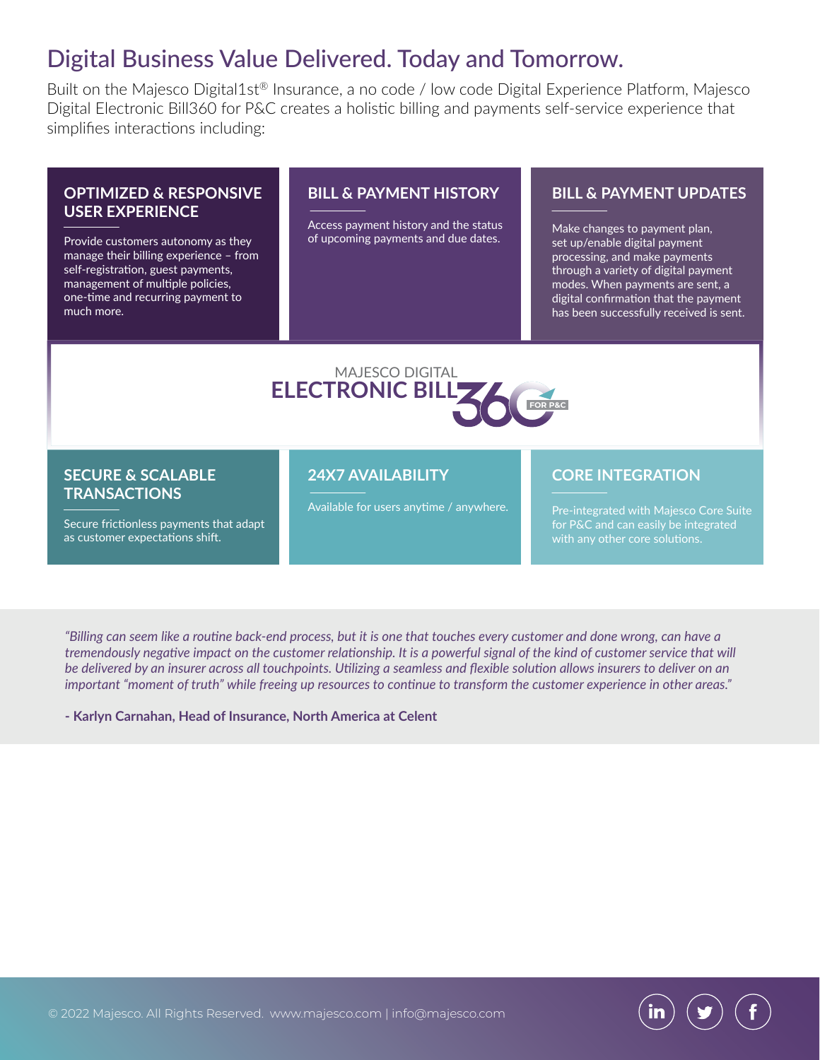# Digital Business Value Delivered. Today and Tomorrow.

Built on the Majesco Digital1st® Insurance, a no code / low code Digital Experience Platform, Majesco Digital Electronic Bill360 for P&C creates a holistic billing and payments self-service experience that simplifies interactions including:

### OPTIMIZED & RESPONSIVE USER EXPERIENCE

Provide customers autonomy as they manage their billing experience – from self-registration, guest payments, management of multiple policies, one-time and recurring payment to much more.

### BILL & PAYMENT HISTORY

Access payment history and the status of upcoming payments and due dates.

### BILL & PAYMENT UPDATES

Make changes to payment plan, set up/enable digital payment processing, and make payments through a variety of digital payment modes. When payments are sent, a digital confirmation that the payment has been successfully received is sent.

MAJESCO DIGITAL
**ELECTRONIC BILL360** FOR P&C

### SECURE & SCALABLE TRANSACTIONS

Secure frictionless payments that adapt as customer expectations shift.

### 24X7 AVAILABILITY

Available for users anytime / anywhere.

### CORE INTEGRATION

Pre-integrated with Majesco Core Suite for P&C and can easily be integrated with any other core solutions.

*"Billing can seem like a routine back-end process, but it is one that touches every customer and done wrong, can have a tremendously negative impact on the customer relationship. It is a powerful signal of the kind of customer service that will be delivered by an insurer across all touchpoints. Utilizing a seamless and flexible solution allows insurers to deliver on an important "moment of truth" while freeing up resources to continue to transform the customer experience in other areas."*

**- Karlyn Carnahan, Head of Insurance, North America at Celent**

© 2022 Majesco. All Rights Reserved. www.majesco.com | info@majesco.com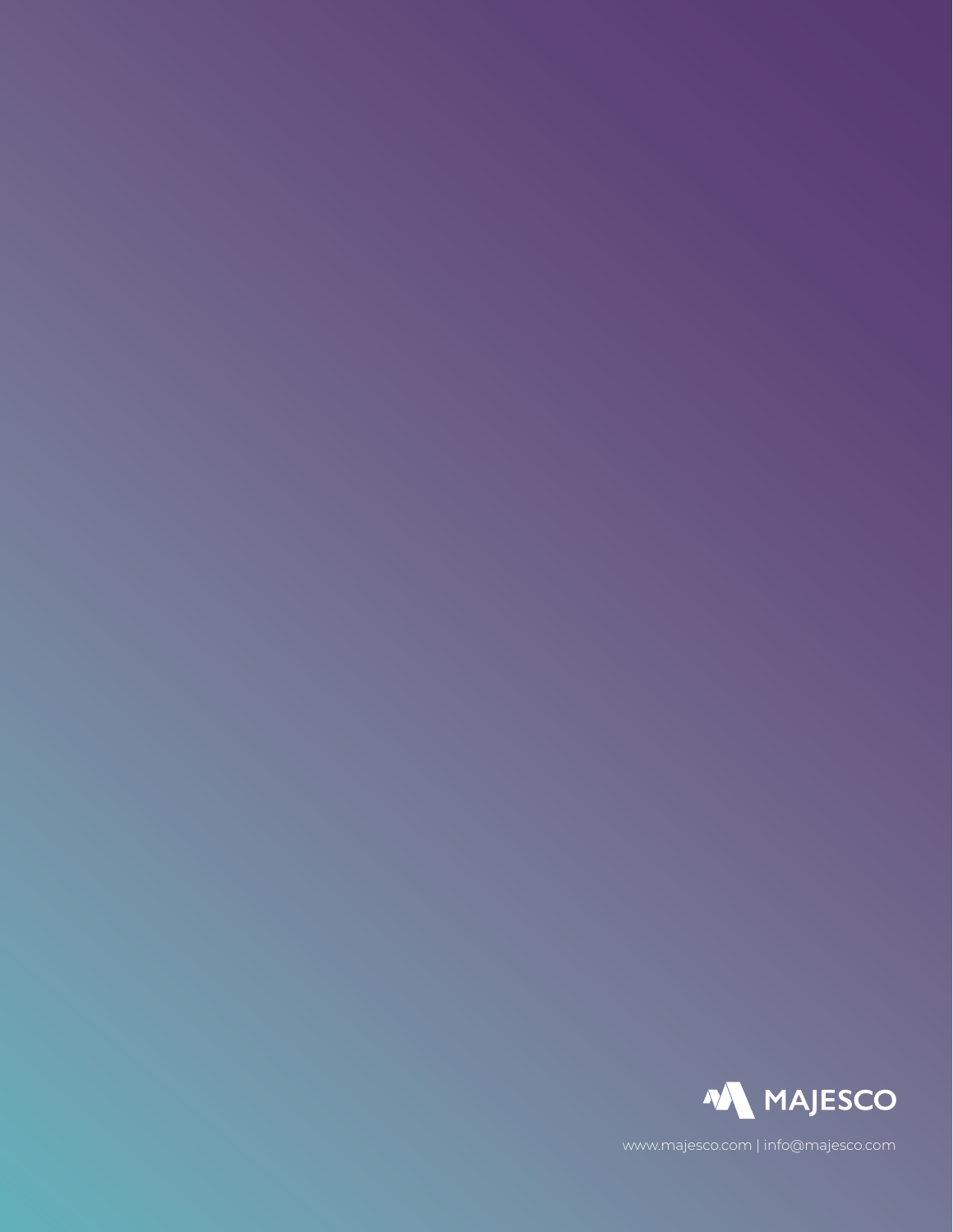MAJESCO

www.majesco.com | info@majesco.com